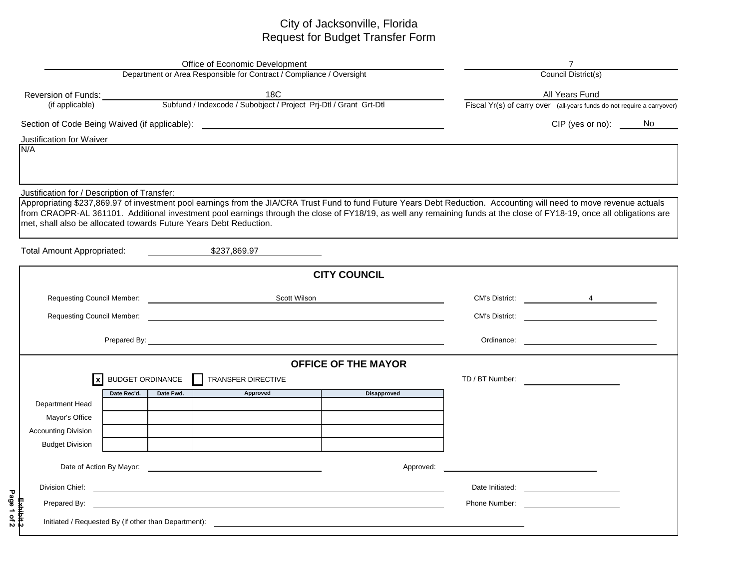# City of Jacksonville, Florida
## Request for Budget Transfer Form

**Department or Area Responsible for Contract / Compliance / Oversight:** Office of Economic Development

**Council District(s):** 7

**Reversion of Funds:** (if applicable)
**Subfund / Indexcode / Subobject / Project Prj-Dtl / Grant Grt-Dtl:** 18C

**Fiscal Yr(s) of carry over** (all-years funds do not require a carryover): All Years Fund

**Section of Code Being Waived (if applicable):**

**CIP (yes or no):** No

**Justification for Waiver**

N/A

**Justification for / Description of Transfer:**

Appropriating $237,869.97 of investment pool earnings from the JIA/CRA Trust Fund to fund Future Years Debt Reduction. Accounting will need to move revenue actuals from CRAOPR-AL 361101. Additional investment pool earnings through the close of FY18/19, as well any remaining funds at the close of FY18-19, once all obligations are met, shall also be allocated towards Future Years Debt Reduction.

**Total Amount Appropriated:** $237,869.97

## CITY COUNCIL

Requesting Council Member: Scott Wilson — CM's District: 4

Requesting Council Member: — CM's District:

Prepared By: — Ordinance:

## OFFICE OF THE MAYOR

[x] BUDGET ORDINANCE [ ] TRANSFER DIRECTIVE

TD / BT Number:

| | Date Rec'd. | Date Fwd. | Approved | Disapproved |
|---|---|---|---|---|
| Department Head | | | | |
| Mayor's Office | | | | |
| Accounting Division | | | | |
| Budget Division | | | | |

Date of Action By Mayor: — Approved:

Division Chief: — Date Initiated:

Prepared By: — Phone Number:

Initiated / Requested By (if other than Department):

Exhibit 2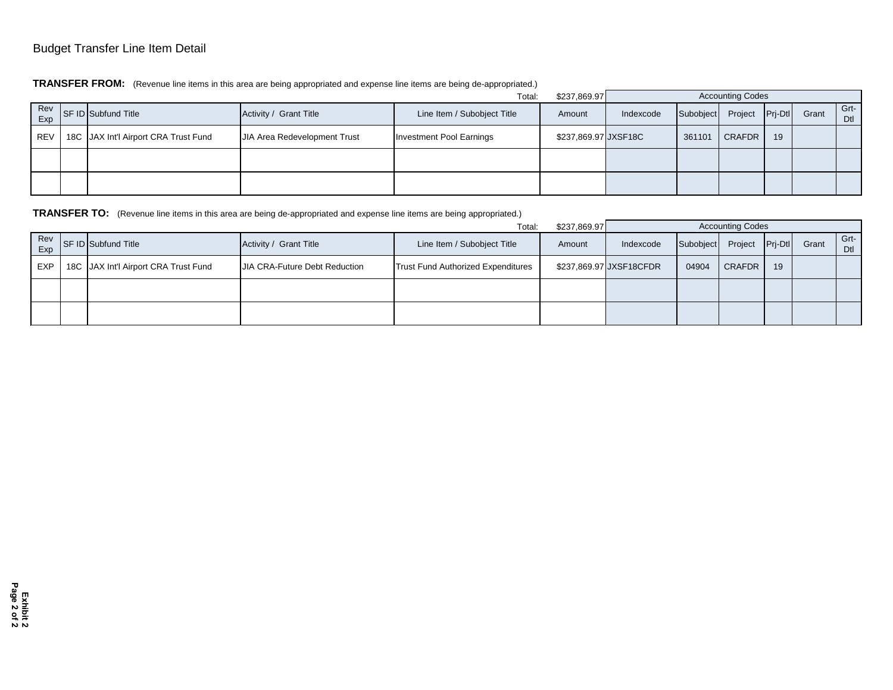# Budget Transfer Line Item Detail

**TRANSFER FROM:** (Revenue line items in this area are being appropriated and expense line items are being de-appropriated.)

| | | | | Total: | $237,869.97 | Accounting Codes | | | | | |
|---|---|---|---|---|---|---|---|---|---|---|---|
| Rev Exp | SF ID | Subfund Title | Activity / Grant Title | Line Item / Subobject Title | Amount | Indexcode | Subobject | Project | Prj-Dtl | Grant | Grt-Dtl |
| REV | 18C | JAX Int'l Airport CRA Trust Fund | JIA Area Redevelopment Trust | Investment Pool Earnings | $237,869.97 | JXSF18C | 361101 | CRAFDR | 19 | | |
| | | | | | | | | | | | |
| | | | | | | | | | | | |

**TRANSFER TO:** (Revenue line items in this area are being de-appropriated and expense line items are being appropriated.)

| | | | | Total: | $237,869.97 | Accounting Codes | | | | | |
|---|---|---|---|---|---|---|---|---|---|---|---|
| Rev Exp | SF ID | Subfund Title | Activity / Grant Title | Line Item / Subobject Title | Amount | Indexcode | Subobject | Project | Prj-Dtl | Grant | Grt-Dtl |
| EXP | 18C | JAX Int'l Airport CRA Trust Fund | JIA CRA-Future Debt Reduction | Trust Fund Authorized Expenditures | $237,869.97 | JXSF18CFDR | 04904 | CRAFDR | 19 | | |
| | | | | | | | | | | | |
| | | | | | | | | | | | |

Exhibit 2